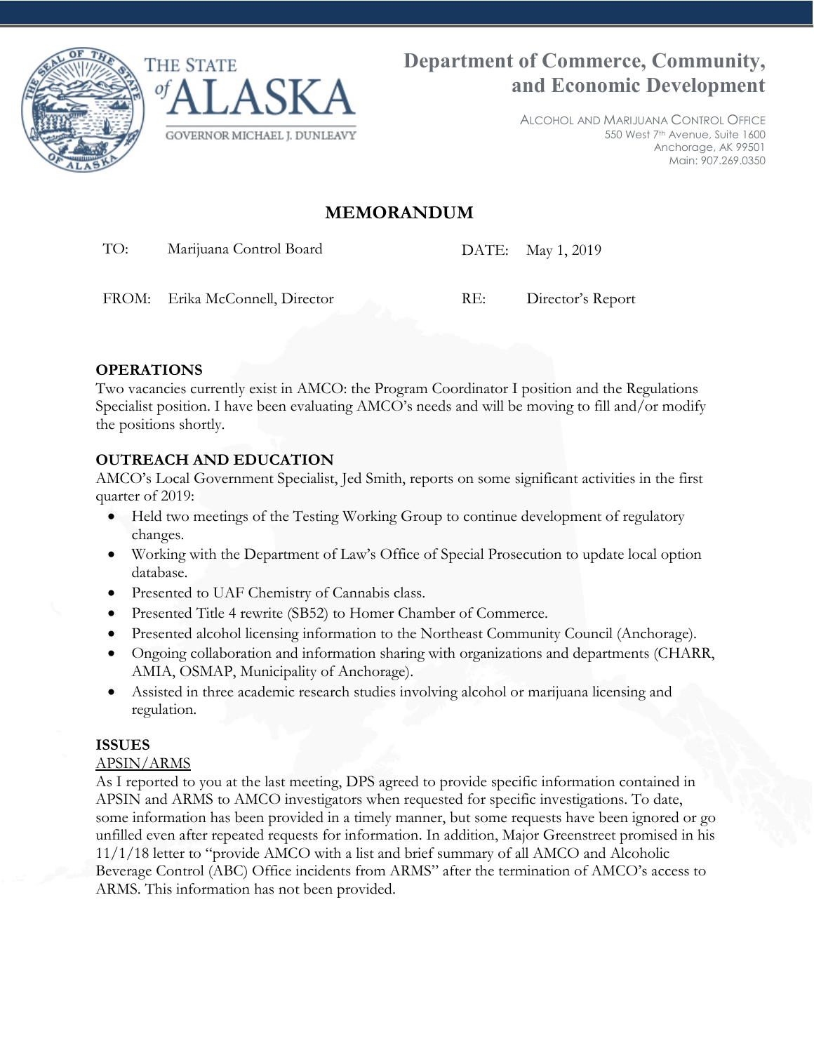THE STATE *of* ALASKA

GOVERNOR MICHAEL J. DUNLEAVY

# Department of Commerce, Community, and Economic Development

ALCOHOL AND MARIJUANA CONTROL OFFICE
550 West 7th Avenue, Suite 1600
Anchorage, AK 99501
Main: 907.269.0350

## MEMORANDUM

| | | | |
|---|---|---|---|
| TO: | Marijuana Control Board | DATE: | May 1, 2019 |
| FROM: | Erika McConnell, Director | RE: | Director's Report |

**OPERATIONS**

Two vacancies currently exist in AMCO: the Program Coordinator I position and the Regulations Specialist position. I have been evaluating AMCO's needs and will be moving to fill and/or modify the positions shortly.

**OUTREACH AND EDUCATION**

AMCO's Local Government Specialist, Jed Smith, reports on some significant activities in the first quarter of 2019:

- Held two meetings of the Testing Working Group to continue development of regulatory changes.
- Working with the Department of Law's Office of Special Prosecution to update local option database.
- Presented to UAF Chemistry of Cannabis class.
- Presented Title 4 rewrite (SB52) to Homer Chamber of Commerce.
- Presented alcohol licensing information to the Northeast Community Council (Anchorage).
- Ongoing collaboration and information sharing with organizations and departments (CHARR, AMIA, OSMAP, Municipality of Anchorage).
- Assisted in three academic research studies involving alcohol or marijuana licensing and regulation.

**ISSUES**

APSIN/ARMS

As I reported to you at the last meeting, DPS agreed to provide specific information contained in APSIN and ARMS to AMCO investigators when requested for specific investigations. To date, some information has been provided in a timely manner, but some requests have been ignored or go unfilled even after repeated requests for information. In addition, Major Greenstreet promised in his 11/1/18 letter to "provide AMCO with a list and brief summary of all AMCO and Alcoholic Beverage Control (ABC) Office incidents from ARMS" after the termination of AMCO's access to ARMS. This information has not been provided.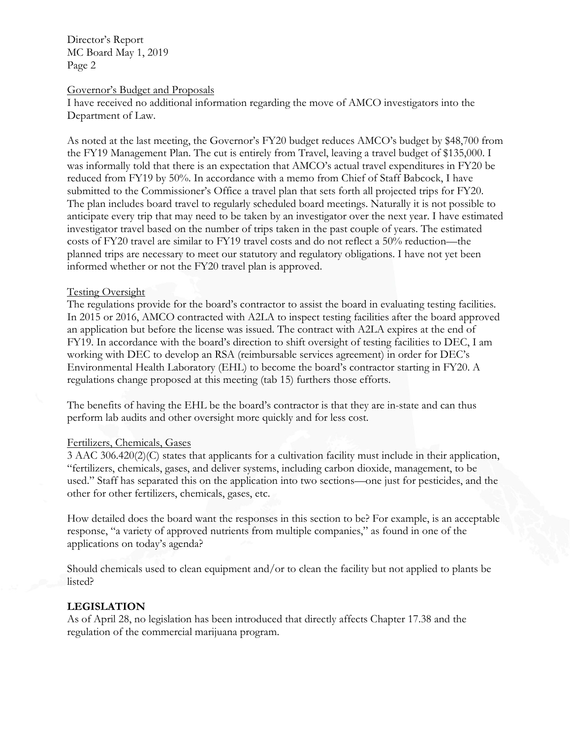Governor's Budget and Proposals

I have received no additional information regarding the move of AMCO investigators into the Department of Law.

As noted at the last meeting, the Governor's FY20 budget reduces AMCO's budget by $48,700 from the FY19 Management Plan. The cut is entirely from Travel, leaving a travel budget of $135,000. I was informally told that there is an expectation that AMCO's actual travel expenditures in FY20 be reduced from FY19 by 50%. In accordance with a memo from Chief of Staff Babcock, I have submitted to the Commissioner's Office a travel plan that sets forth all projected trips for FY20. The plan includes board travel to regularly scheduled board meetings. Naturally it is not possible to anticipate every trip that may need to be taken by an investigator over the next year. I have estimated investigator travel based on the number of trips taken in the past couple of years. The estimated costs of FY20 travel are similar to FY19 travel costs and do not reflect a 50% reduction—the planned trips are necessary to meet our statutory and regulatory obligations. I have not yet been informed whether or not the FY20 travel plan is approved.

Testing Oversight

The regulations provide for the board's contractor to assist the board in evaluating testing facilities. In 2015 or 2016, AMCO contracted with A2LA to inspect testing facilities after the board approved an application but before the license was issued. The contract with A2LA expires at the end of FY19. In accordance with the board's direction to shift oversight of testing facilities to DEC, I am working with DEC to develop an RSA (reimbursable services agreement) in order for DEC's Environmental Health Laboratory (EHL) to become the board's contractor starting in FY20. A regulations change proposed at this meeting (tab 15) furthers those efforts.

The benefits of having the EHL be the board's contractor is that they are in-state and can thus perform lab audits and other oversight more quickly and for less cost.

Fertilizers, Chemicals, Gases

3 AAC 306.420(2)(C) states that applicants for a cultivation facility must include in their application, "fertilizers, chemicals, gases, and deliver systems, including carbon dioxide, management, to be used." Staff has separated this on the application into two sections—one just for pesticides, and the other for other fertilizers, chemicals, gases, etc.

How detailed does the board want the responses in this section to be? For example, is an acceptable response, "a variety of approved nutrients from multiple companies," as found in one of the applications on today's agenda?

Should chemicals used to clean equipment and/or to clean the facility but not applied to plants be listed?

## LEGISLATION

As of April 28, no legislation has been introduced that directly affects Chapter 17.38 and the regulation of the commercial marijuana program.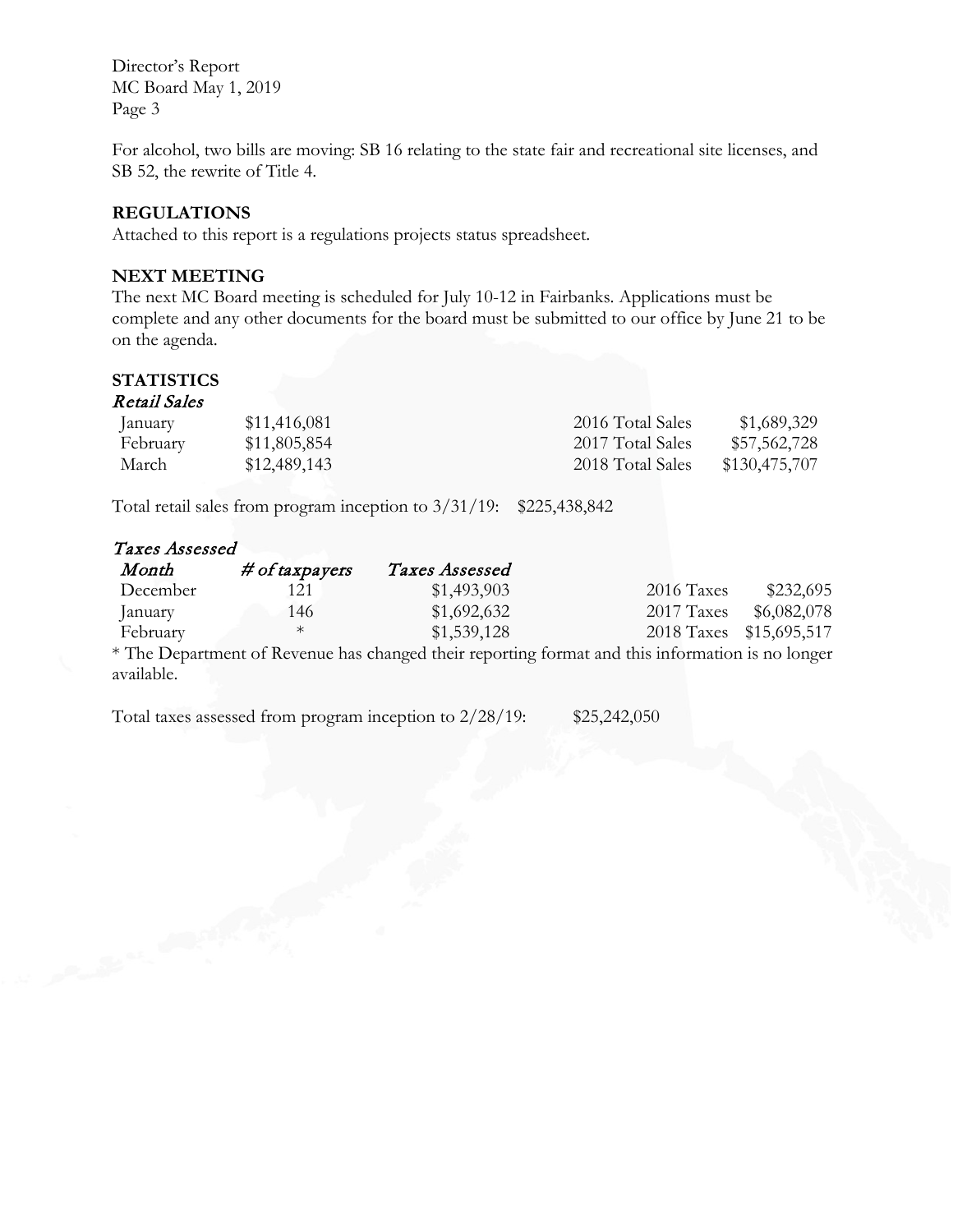For alcohol, two bills are moving: SB 16 relating to the state fair and recreational site licenses, and SB 52, the rewrite of Title 4.

## REGULATIONS

Attached to this report is a regulations projects status spreadsheet.

## NEXT MEETING

The next MC Board meeting is scheduled for July 10-12 in Fairbanks. Applications must be complete and any other documents for the board must be submitted to our office by June 21 to be on the agenda.

## STATISTICS

### *Retail Sales*

| | | | |
|---|---|---|---|
| January | $11,416,081 | 2016 Total Sales | $1,689,329 |
| February | $11,805,854 | 2017 Total Sales | $57,562,728 |
| March | $12,489,143 | 2018 Total Sales | $130,475,707 |

Total retail sales from program inception to 3/31/19: $225,438,842

### *Taxes Assessed*

| *Month* | *# of taxpayers* | *Taxes Assessed* | | |
|---|---|---|---|---|
| December | 121 | $1,493,903 | 2016 Taxes | $232,695 |
| January | 146 | $1,692,632 | 2017 Taxes | $6,082,078 |
| February | * | $1,539,128 | 2018 Taxes | $15,695,517 |

* The Department of Revenue has changed their reporting format and this information is no longer available.

Total taxes assessed from program inception to 2/28/19: $25,242,050